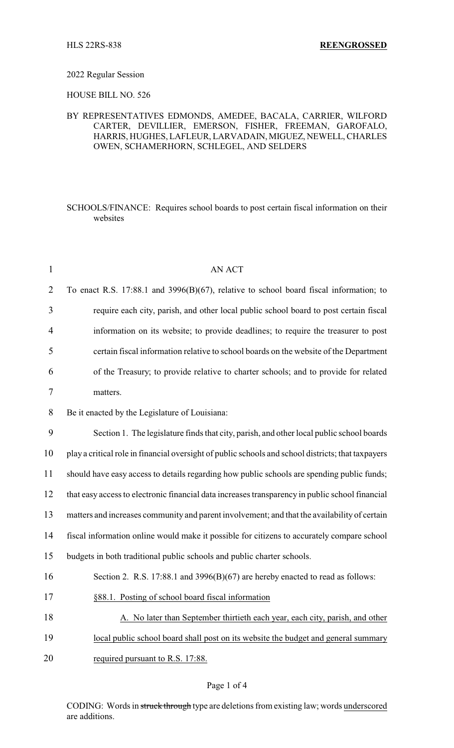HLS 22RS-838 **REENGROSSED**

2022 Regular Session

HOUSE BILL NO. 526

BY REPRESENTATIVES EDMONDS, AMEDEE, BACALA, CARRIER, WILFORD CARTER, DEVILLIER, EMERSON, FISHER, FREEMAN, GAROFALO, HARRIS, HUGHES, LAFLEUR, LARVADAIN, MIGUEZ, NEWELL, CHARLES OWEN, SCHAMERHORN, SCHLEGEL, AND SELDERS

SCHOOLS/FINANCE: Requires school boards to post certain fiscal information on their websites

AN ACT

To enact R.S. 17:88.1 and 3996(B)(67), relative to school board fiscal information; to require each city, parish, and other local public school board to post certain fiscal information on its website; to provide deadlines; to require the treasurer to post certain fiscal information relative to school boards on the website of the Department of the Treasury; to provide relative to charter schools; and to provide for related matters.

Be it enacted by the Legislature of Louisiana:

Section 1. The legislature finds that city, parish, and other local public school boards play a critical role in financial oversight of public schools and school districts; that taxpayers should have easy access to details regarding how public schools are spending public funds; that easy access to electronic financial data increases transparency in public school financial matters and increases community and parent involvement; and that the availability of certain fiscal information online would make it possible for citizens to accurately compare school budgets in both traditional public schools and public charter schools.

Section 2. R.S. 17:88.1 and 3996(B)(67) are hereby enacted to read as follows:

§88.1. Posting of school board fiscal information

A. No later than September thirtieth each year, each city, parish, and other local public school board shall post on its website the budget and general summary required pursuant to R.S. 17:88.

CODING: Words in ~~struck through~~ type are deletions from existing law; words underscored are additions.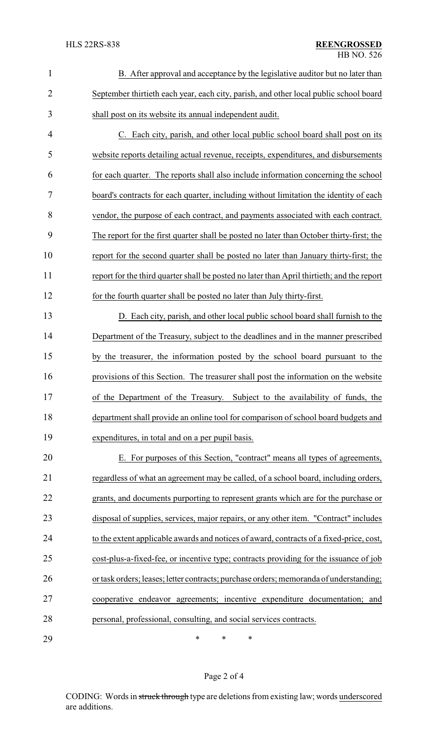B. After approval and acceptance by the legislative auditor but no later than September thirtieth each year, each city, parish, and other local public school board shall post on its website its annual independent audit.

C. Each city, parish, and other local public school board shall post on its website reports detailing actual revenue, receipts, expenditures, and disbursements for each quarter. The reports shall also include information concerning the school board's contracts for each quarter, including without limitation the identity of each vendor, the purpose of each contract, and payments associated with each contract. The report for the first quarter shall be posted no later than October thirty-first; the report for the second quarter shall be posted no later than January thirty-first; the report for the third quarter shall be posted no later than April thirtieth; and the report for the fourth quarter shall be posted no later than July thirty-first.

D. Each city, parish, and other local public school board shall furnish to the Department of the Treasury, subject to the deadlines and in the manner prescribed by the treasurer, the information posted by the school board pursuant to the provisions of this Section. The treasurer shall post the information on the website of the Department of the Treasury. Subject to the availability of funds, the department shall provide an online tool for comparison of school board budgets and expenditures, in total and on a per pupil basis.

E. For purposes of this Section, "contract" means all types of agreements, regardless of what an agreement may be called, of a school board, including orders, grants, and documents purporting to represent grants which are for the purchase or disposal of supplies, services, major repairs, or any other item. "Contract" includes to the extent applicable awards and notices of award, contracts of a fixed-price, cost, cost-plus-a-fixed-fee, or incentive type; contracts providing for the issuance of job or task orders; leases; letter contracts; purchase orders; memoranda of understanding; cooperative endeavor agreements; incentive expenditure documentation; and personal, professional, consulting, and social services contracts.

\* \* \*

CODING: Words in ~~struck through~~ type are deletions from existing law; words underscored are additions.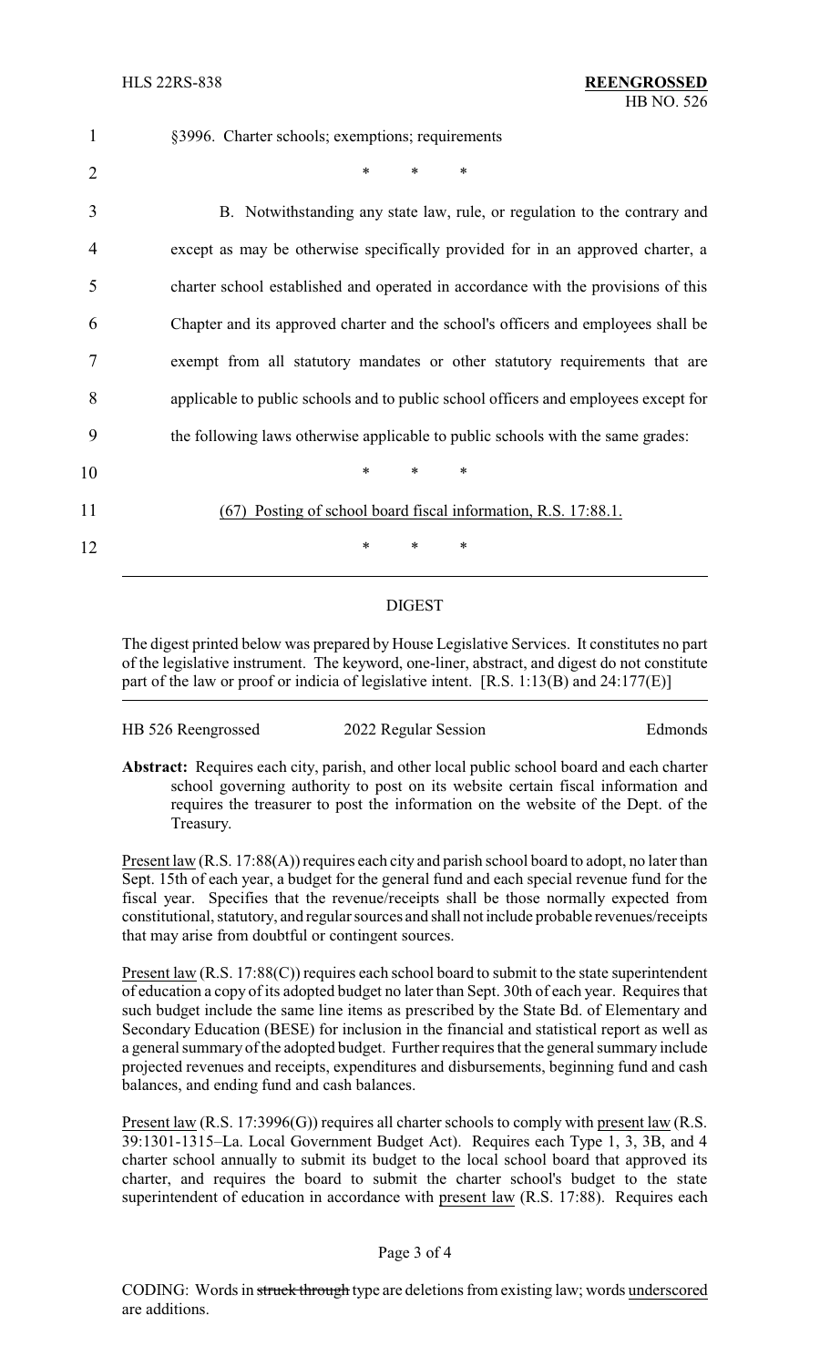§3996. Charter schools; exemptions; requirements

\* \* \*

B. Notwithstanding any state law, rule, or regulation to the contrary and except as may be otherwise specifically provided for in an approved charter, a charter school established and operated in accordance with the provisions of this Chapter and its approved charter and the school's officers and employees shall be exempt from all statutory mandates or other statutory requirements that are applicable to public schools and to public school officers and employees except for the following laws otherwise applicable to public schools with the same grades:

\* \* \*

<u>(67) Posting of school board fiscal information, R.S. 17:88.1.</u>

\* \* \*

---

## DIGEST

The digest printed below was prepared by House Legislative Services. It constitutes no part of the legislative instrument. The keyword, one-liner, abstract, and digest do not constitute part of the law or proof or indicia of legislative intent. [R.S. 1:13(B) and 24:177(E)]

| HB 526 Reengrossed | 2022 Regular Session | Edmonds |
|---|---|---|

**Abstract:** Requires each city, parish, and other local public school board and each charter school governing authority to post on its website certain fiscal information and requires the treasurer to post the information on the website of the Dept. of the Treasury.

<u>Present law</u> (R.S. 17:88(A)) requires each city and parish school board to adopt, no later than Sept. 15th of each year, a budget for the general fund and each special revenue fund for the fiscal year. Specifies that the revenue/receipts shall be those normally expected from constitutional, statutory, and regular sources and shall not include probable revenues/receipts that may arise from doubtful or contingent sources.

<u>Present law</u> (R.S. 17:88(C)) requires each school board to submit to the state superintendent of education a copy of its adopted budget no later than Sept. 30th of each year. Requires that such budget include the same line items as prescribed by the State Bd. of Elementary and Secondary Education (BESE) for inclusion in the financial and statistical report as well as a general summary of the adopted budget. Further requires that the general summary include projected revenues and receipts, expenditures and disbursements, beginning fund and cash balances, and ending fund and cash balances.

<u>Present law</u> (R.S. 17:3996(G)) requires all charter schools to comply with <u>present law</u> (R.S. 39:1301-1315–La. Local Government Budget Act). Requires each Type 1, 3, 3B, and 4 charter school annually to submit its budget to the local school board that approved its charter, and requires the board to submit the charter school's budget to the state superintendent of education in accordance with <u>present law</u> (R.S. 17:88). Requires each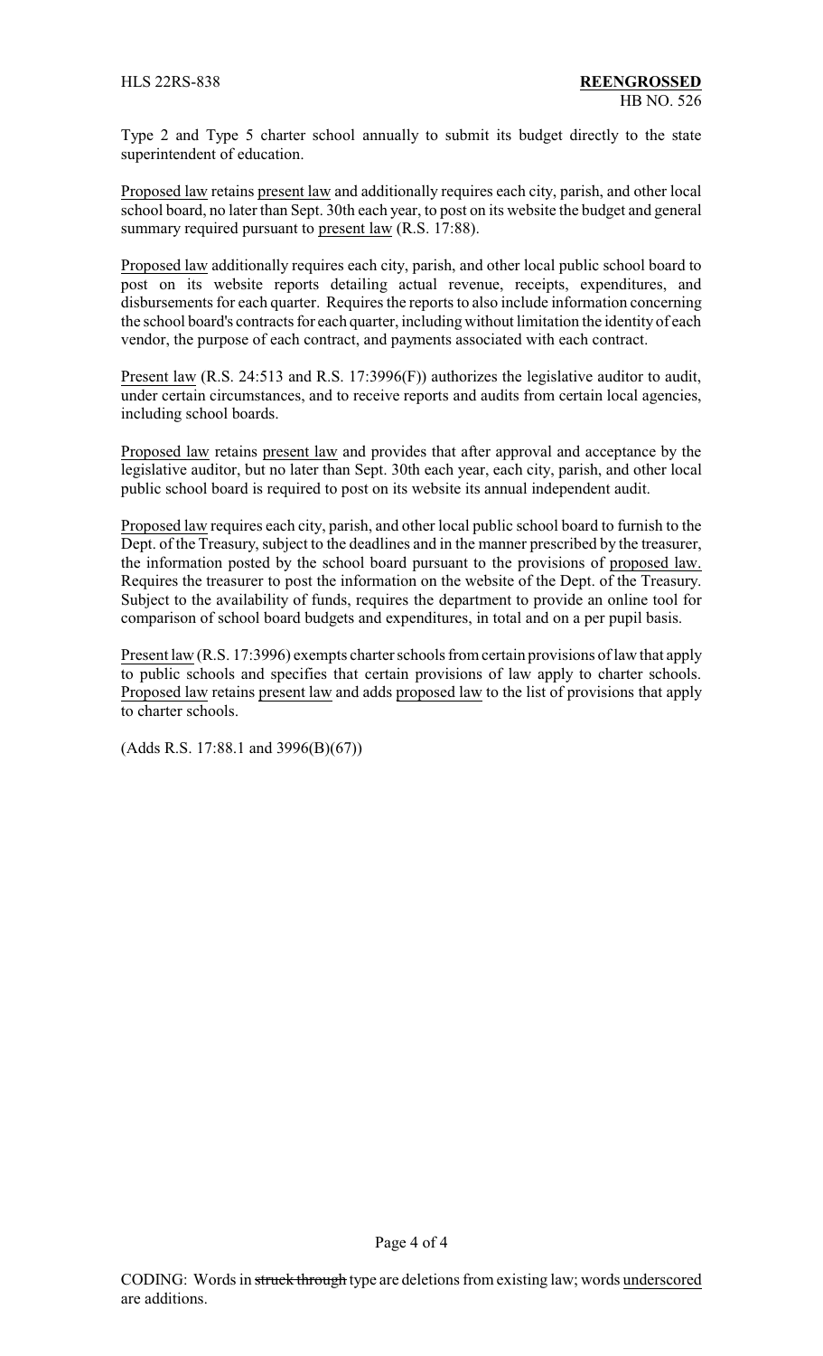Type 2 and Type 5 charter school annually to submit its budget directly to the state superintendent of education.

Proposed law retains present law and additionally requires each city, parish, and other local school board, no later than Sept. 30th each year, to post on its website the budget and general summary required pursuant to present law (R.S. 17:88).

Proposed law additionally requires each city, parish, and other local public school board to post on its website reports detailing actual revenue, receipts, expenditures, and disbursements for each quarter. Requires the reports to also include information concerning the school board's contracts for each quarter, including without limitation the identity of each vendor, the purpose of each contract, and payments associated with each contract.

Present law (R.S. 24:513 and R.S. 17:3996(F)) authorizes the legislative auditor to audit, under certain circumstances, and to receive reports and audits from certain local agencies, including school boards.

Proposed law retains present law and provides that after approval and acceptance by the legislative auditor, but no later than Sept. 30th each year, each city, parish, and other local public school board is required to post on its website its annual independent audit.

Proposed law requires each city, parish, and other local public school board to furnish to the Dept. of the Treasury, subject to the deadlines and in the manner prescribed by the treasurer, the information posted by the school board pursuant to the provisions of proposed law. Requires the treasurer to post the information on the website of the Dept. of the Treasury. Subject to the availability of funds, requires the department to provide an online tool for comparison of school board budgets and expenditures, in total and on a per pupil basis.

Present law (R.S. 17:3996) exempts charter schools from certain provisions of law that apply to public schools and specifies that certain provisions of law apply to charter schools. Proposed law retains present law and adds proposed law to the list of provisions that apply to charter schools.

(Adds R.S. 17:88.1 and 3996(B)(67))